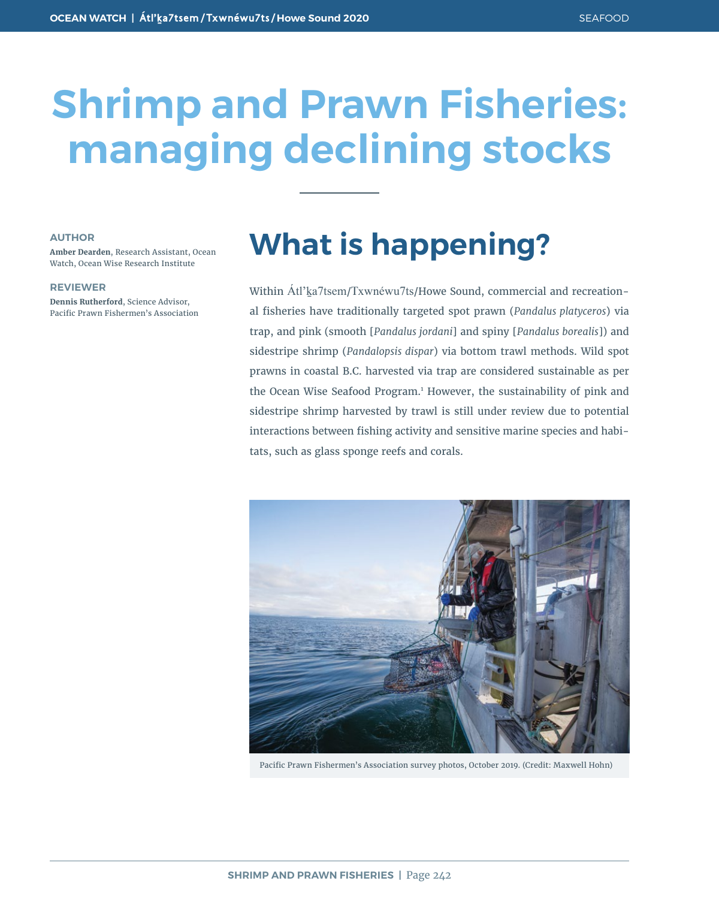# Shrimp and Prawn Fisheries: managing declining stocks

**AUTHOR**

**Amber Dearden**, Research Assistant, Ocean Watch, Ocean Wise Research Institute

**REVIEWER**

**Dennis Rutherford**, Science Advisor, Pacific Prawn Fishermen's Association

## What is happening?

Within Átl'ḵa7tsem/Txwnéwu7ts/Howe Sound, commercial and recreational fisheries have traditionally targeted spot prawn (*Pandalus platyceros*) via trap, and pink (smooth [*Pandalus jordani*] and spiny [*Pandalus borealis*]) and sidestripe shrimp (*Pandalopsis dispar*) via bottom trawl methods. Wild spot prawns in coastal B.C. harvested via trap are considered sustainable as per the Ocean Wise Seafood Program.[1] However, the sustainability of pink and sidestripe shrimp harvested by trawl is still under review due to potential interactions between fishing activity and sensitive marine species and habitats, such as glass sponge reefs and corals.

Pacific Prawn Fishermen's Association survey photos, October 2019. (Credit: Maxwell Hohn)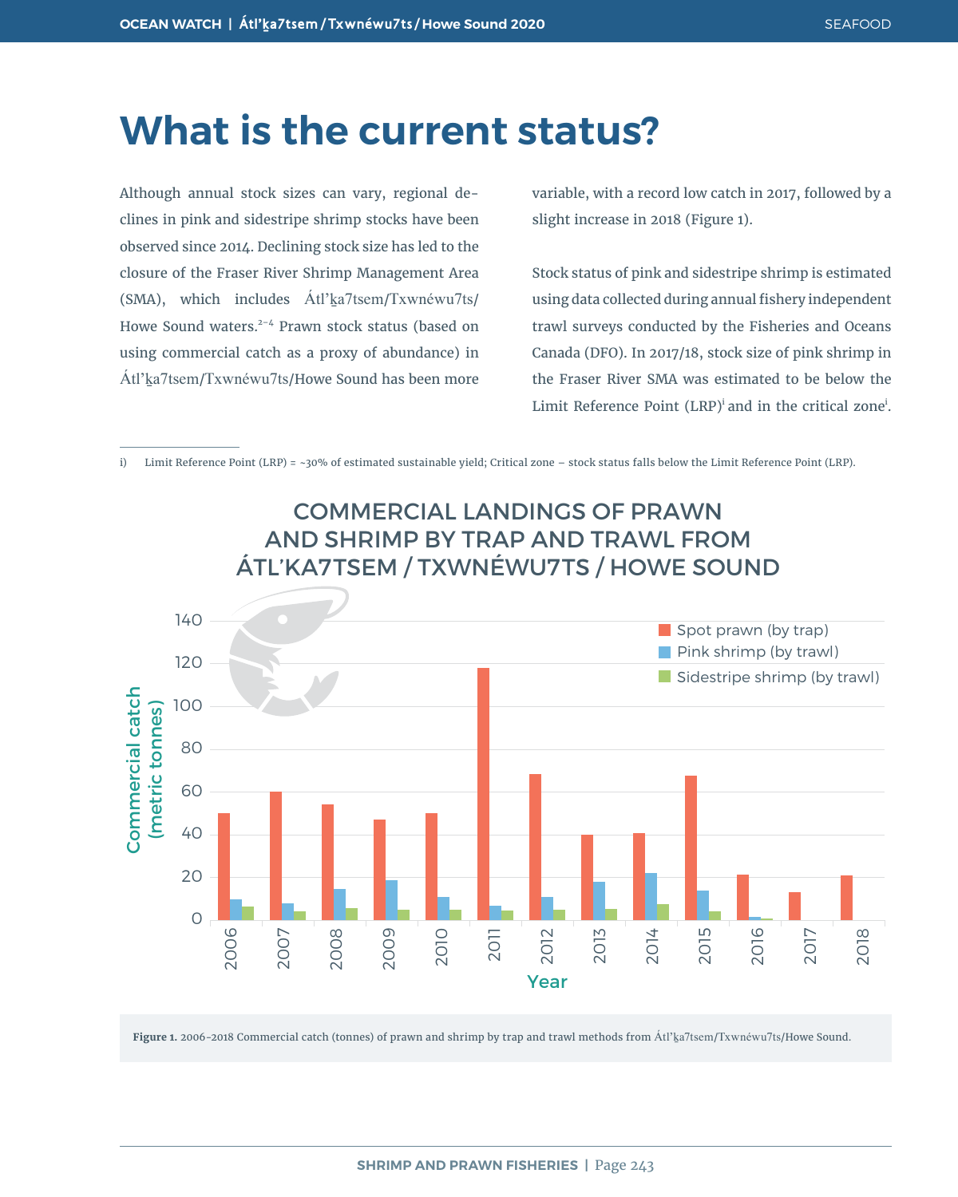# What is the current status?

Although annual stock sizes can vary, regional declines in pink and sidestripe shrimp stocks have been observed since 2014. Declining stock size has led to the closure of the Fraser River Shrimp Management Area (SMA), which includes Átl'k̲a7tsem/Txwnéwu7ts/Howe Sound waters.[2–4] Prawn stock status (based on using commercial catch as a proxy of abundance) in Átl'k̲a7tsem/Txwnéwu7ts/Howe Sound has been more variable, with a record low catch in 2017, followed by a slight increase in 2018 (Figure 1).

Stock status of pink and sidestripe shrimp is estimated using data collected during annual fishery independent trawl surveys conducted by the Fisheries and Oceans Canada (DFO). In 2017/18, stock size of pink shrimp in the Fraser River SMA was estimated to be below the Limit Reference Point (LRP)[i] and in the critical zone[i].

i) Limit Reference Point (LRP) = ~30% of estimated sustainable yield; Critical zone – stock status falls below the Limit Reference Point (LRP).

COMMERCIAL LANDINGS OF PRAWN AND SHRIMP BY TRAP AND TRAWL FROM ÁTL'KA7TSEM / TXWNÉWU7TS / HOWE SOUND

**Figure 1.** 2006-2018 Commercial catch (tonnes) of prawn and shrimp by trap and trawl methods from Átl'k̲a7tsem/Txwnéwu7ts/Howe Sound.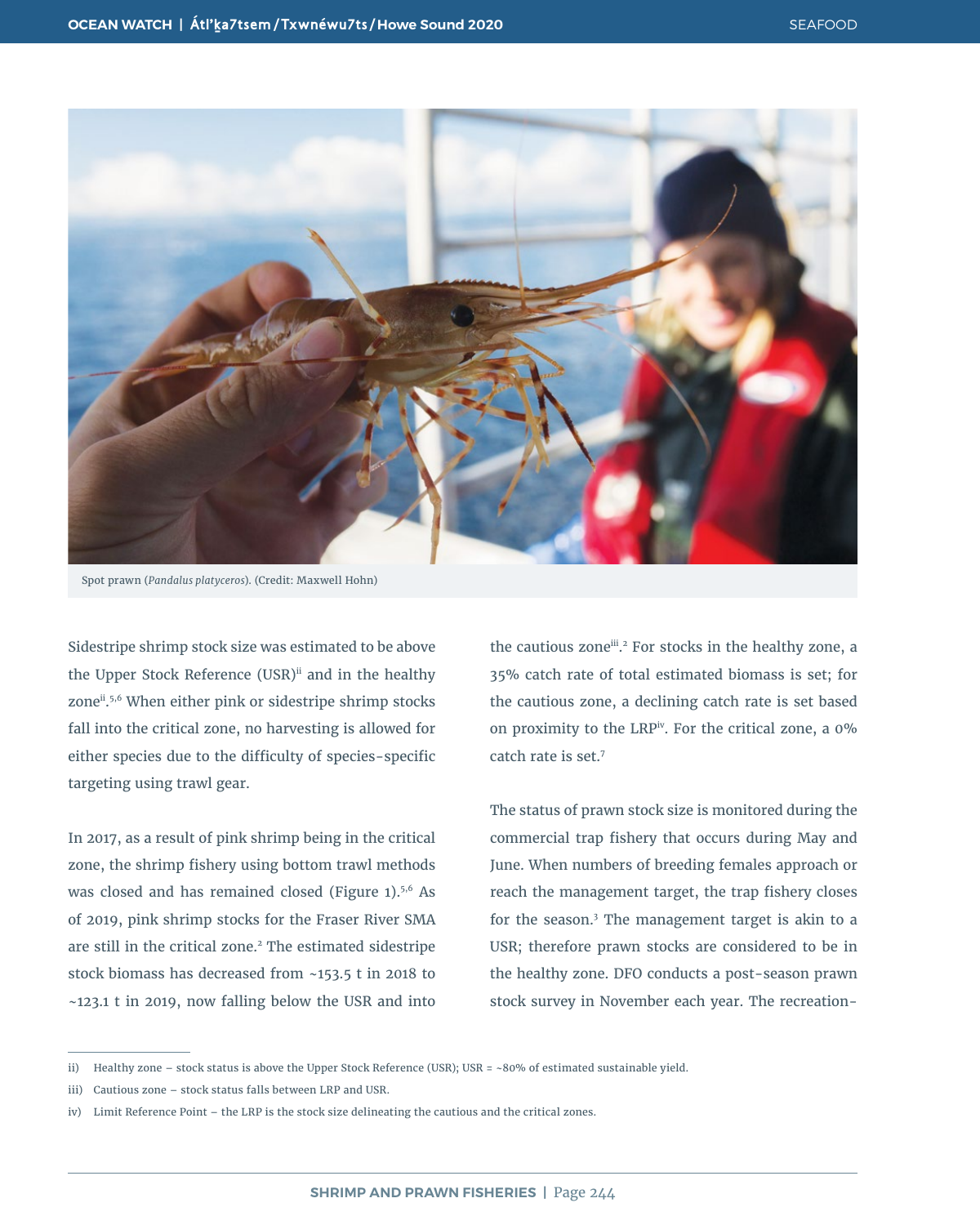Spot prawn (*Pandalus platyceros*). (Credit: Maxwell Hohn)

Sidestripe shrimp stock size was estimated to be above the Upper Stock Reference (USR)[ii] and in the healthy zone[ii].[5,6] When either pink or sidestripe shrimp stocks fall into the critical zone, no harvesting is allowed for either species due to the difficulty of species-specific targeting using trawl gear.

In 2017, as a result of pink shrimp being in the critical zone, the shrimp fishery using bottom trawl methods was closed and has remained closed (Figure 1).[5,6] As of 2019, pink shrimp stocks for the Fraser River SMA are still in the critical zone.[2] The estimated sidestripe stock biomass has decreased from ~153.5 t in 2018 to ~123.1 t in 2019, now falling below the USR and into the cautious zone[iii].[2] For stocks in the healthy zone, a 35% catch rate of total estimated biomass is set; for the cautious zone, a declining catch rate is set based on proximity to the LRP[iv]. For the critical zone, a 0% catch rate is set.[7]

The status of prawn stock size is monitored during the commercial trap fishery that occurs during May and June. When numbers of breeding females approach or reach the management target, the trap fishery closes for the season.[3] The management target is akin to a USR; therefore prawn stocks are considered to be in the healthy zone. DFO conducts a post-season prawn stock survey in November each year. The recreation-

ii) Healthy zone – stock status is above the Upper Stock Reference (USR); USR = ~80% of estimated sustainable yield.

iii) Cautious zone – stock status falls between LRP and USR.

iv) Limit Reference Point – the LRP is the stock size delineating the cautious and the critical zones.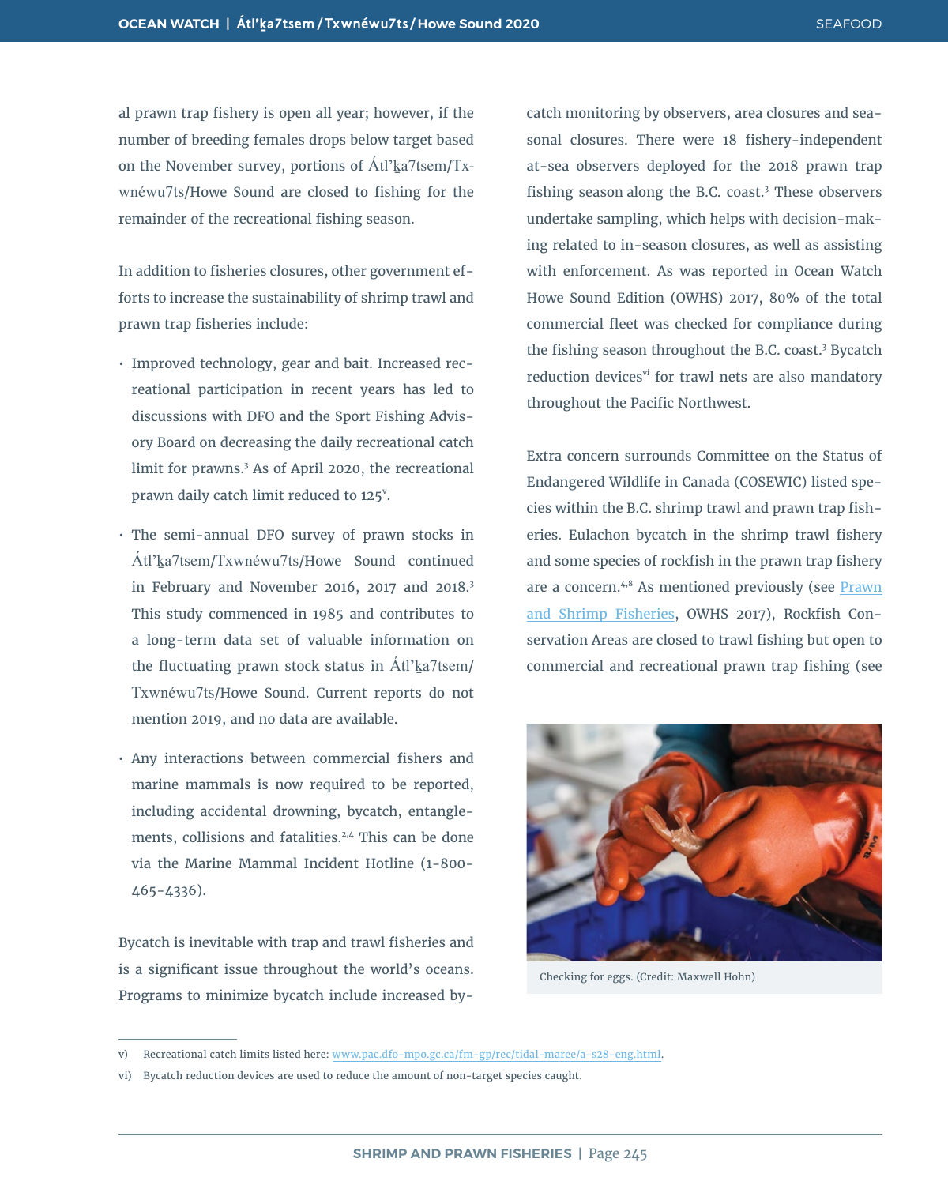al prawn trap fishery is open all year; however, if the number of breeding females drops below target based on the November survey, portions of Átl'ḵa7tsem/Txwnéwu7ts/Howe Sound are closed to fishing for the remainder of the recreational fishing season.

In addition to fisheries closures, other government efforts to increase the sustainability of shrimp trawl and prawn trap fisheries include:

- Improved technology, gear and bait. Increased recreational participation in recent years has led to discussions with DFO and the Sport Fishing Advisory Board on decreasing the daily recreational catch limit for prawns.[3] As of April 2020, the recreational prawn daily catch limit reduced to 125[v].
- The semi-annual DFO survey of prawn stocks in Átl'ḵa7tsem/Txwnéwu7ts/Howe Sound continued in February and November 2016, 2017 and 2018.[3] This study commenced in 1985 and contributes to a long-term data set of valuable information on the fluctuating prawn stock status in Átl'ḵa7tsem/Txwnéwu7ts/Howe Sound. Current reports do not mention 2019, and no data are available.
- Any interactions between commercial fishers and marine mammals is now required to be reported, including accidental drowning, bycatch, entanglements, collisions and fatalities.[2,4] This can be done via the Marine Mammal Incident Hotline (1-800-465-4336).

Bycatch is inevitable with trap and trawl fisheries and is a significant issue throughout the world's oceans. Programs to minimize bycatch include increased bycatch monitoring by observers, area closures and seasonal closures. There were 18 fishery-independent at-sea observers deployed for the 2018 prawn trap fishing season along the B.C. coast.[3] These observers undertake sampling, which helps with decision-making related to in-season closures, as well as assisting with enforcement. As was reported in Ocean Watch Howe Sound Edition (OWHS) 2017, 80% of the total commercial fleet was checked for compliance during the fishing season throughout the B.C. coast.[3] Bycatch reduction devices[vi] for trawl nets are also mandatory throughout the Pacific Northwest.

Extra concern surrounds Committee on the Status of Endangered Wildlife in Canada (COSEWIC) listed species within the B.C. shrimp trawl and prawn trap fisheries. Eulachon bycatch in the shrimp trawl fishery and some species of rockfish in the prawn trap fishery are a concern.[4,8] As mentioned previously (see Prawn and Shrimp Fisheries, OWHS 2017), Rockfish Conservation Areas are closed to trawl fishing but open to commercial and recreational prawn trap fishing (see

Checking for eggs. (Credit: Maxwell Hohn)

v) Recreational catch limits listed here: www.pac.dfo-mpo.gc.ca/fm-gp/rec/tidal-maree/a-s28-eng.html.

vi) Bycatch reduction devices are used to reduce the amount of non-target species caught.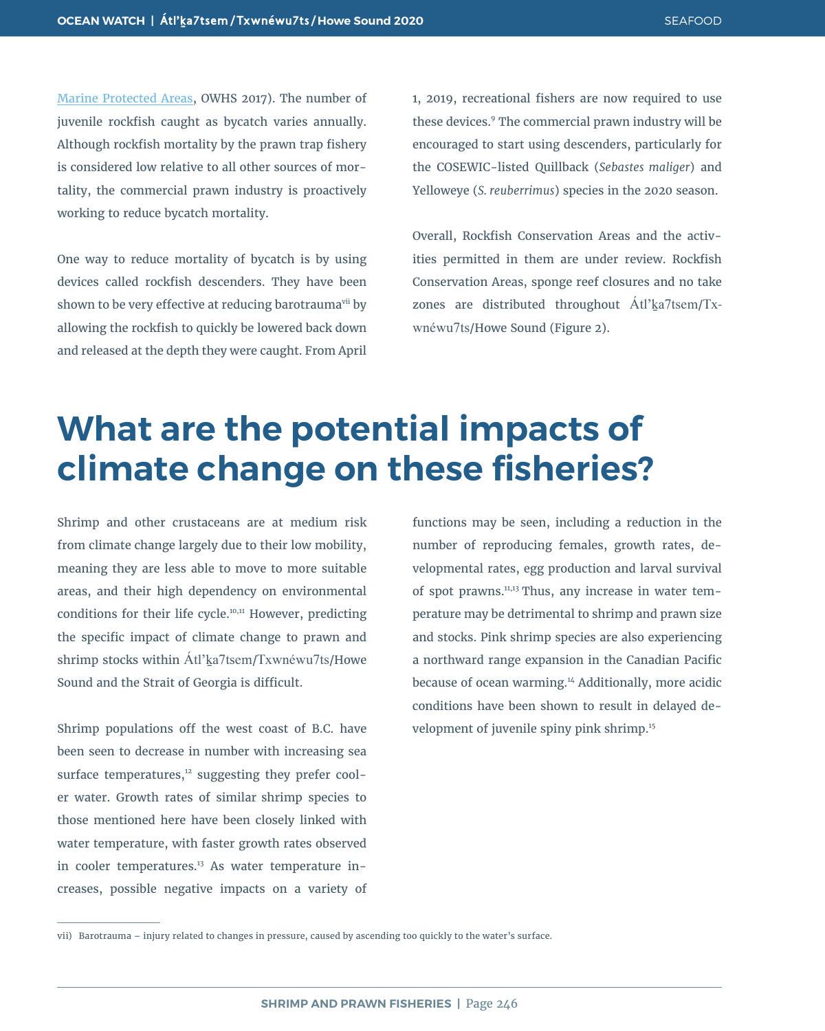[Marine Protected Areas](), OWHS 2017). The number of juvenile rockfish caught as bycatch varies annually. Although rockfish mortality by the prawn trap fishery is considered low relative to all other sources of mortality, the commercial prawn industry is proactively working to reduce bycatch mortality.

One way to reduce mortality of bycatch is by using devices called rockfish descenders. They have been shown to be very effective at reducing barotrauma[vii] by allowing the rockfish to quickly be lowered back down and released at the depth they were caught. From April 1, 2019, recreational fishers are now required to use these devices.[9] The commercial prawn industry will be encouraged to start using descenders, particularly for the COSEWIC-listed Quillback (*Sebastes maliger*) and Yelloweye (*S. reuberrimus*) species in the 2020 season.

Overall, Rockfish Conservation Areas and the activities permitted in them are under review. Rockfish Conservation Areas, sponge reef closures and no take zones are distributed throughout Átl'ḵa7tsem/Txwnéwu7ts/Howe Sound (Figure 2).

# What are the potential impacts of climate change on these fisheries?

Shrimp and other crustaceans are at medium risk from climate change largely due to their low mobility, meaning they are less able to move to more suitable areas, and their high dependency on environmental conditions for their life cycle.[10,11] However, predicting the specific impact of climate change to prawn and shrimp stocks within Átl'ḵa7tsem/Txwnéwu7ts/Howe Sound and the Strait of Georgia is difficult.

Shrimp populations off the west coast of B.C. have been seen to decrease in number with increasing sea surface temperatures,[12] suggesting they prefer cooler water. Growth rates of similar shrimp species to those mentioned here have been closely linked with water temperature, with faster growth rates observed in cooler temperatures.[13] As water temperature increases, possible negative impacts on a variety of functions may be seen, including a reduction in the number of reproducing females, growth rates, developmental rates, egg production and larval survival of spot prawns.[11,13] Thus, any increase in water temperature may be detrimental to shrimp and prawn size and stocks. Pink shrimp species are also experiencing a northward range expansion in the Canadian Pacific because of ocean warming.[14] Additionally, more acidic conditions have been shown to result in delayed development of juvenile spiny pink shrimp.[15]

---

vii) Barotrauma – injury related to changes in pressure, caused by ascending too quickly to the water's surface.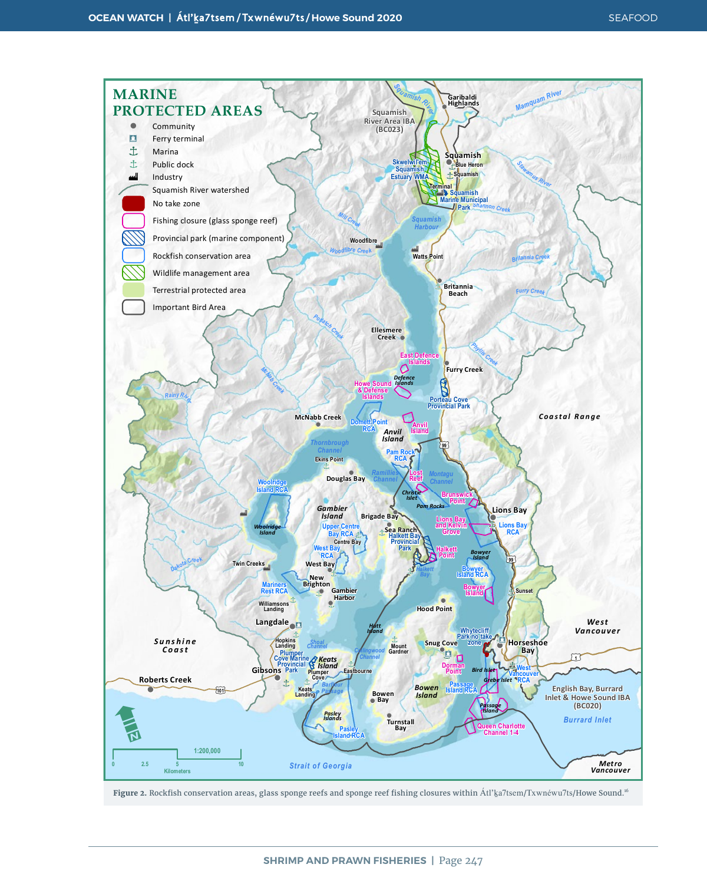Figure 2. Rockfish conservation areas, glass sponge reefs and sponge reef fishing closures within Átl'ḵa7tsem/Txwnéwu7ts/Howe Sound.[16]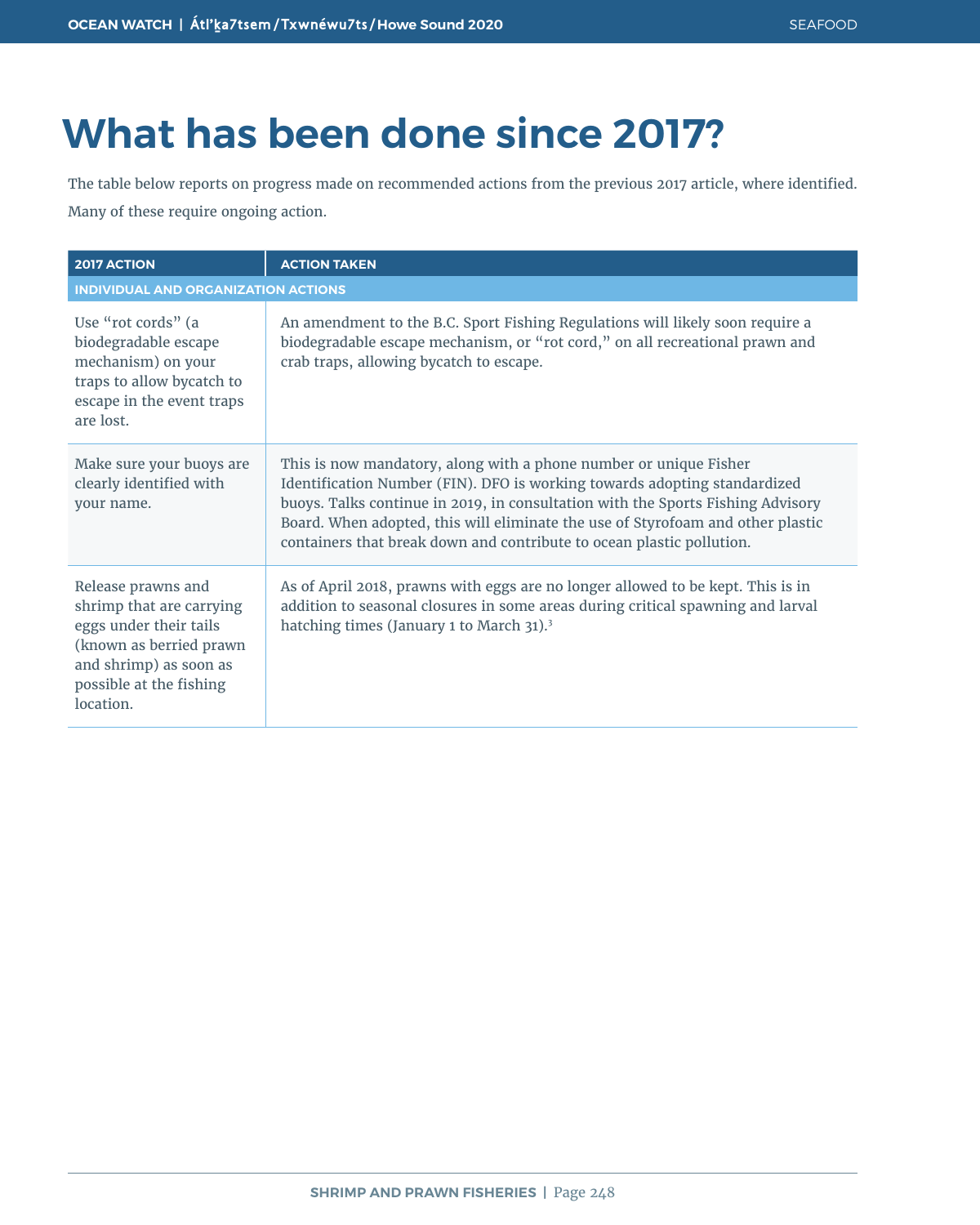# What has been done since 2017?

The table below reports on progress made on recommended actions from the previous 2017 article, where identified. Many of these require ongoing action.

| 2017 ACTION | ACTION TAKEN |
|---|---|
| **INDIVIDUAL AND ORGANIZATION ACTIONS** | |
| Use "rot cords" (a biodegradable escape mechanism) on your traps to allow bycatch to escape in the event traps are lost. | An amendment to the B.C. Sport Fishing Regulations will likely soon require a biodegradable escape mechanism, or "rot cord," on all recreational prawn and crab traps, allowing bycatch to escape. |
| Make sure your buoys are clearly identified with your name. | This is now mandatory, along with a phone number or unique Fisher Identification Number (FIN). DFO is working towards adopting standardized buoys. Talks continue in 2019, in consultation with the Sports Fishing Advisory Board. When adopted, this will eliminate the use of Styrofoam and other plastic containers that break down and contribute to ocean plastic pollution. |
| Release prawns and shrimp that are carrying eggs under their tails (known as berried prawn and shrimp) as soon as possible at the fishing location. | As of April 2018, prawns with eggs are no longer allowed to be kept. This is in addition to seasonal closures in some areas during critical spawning and larval hatching times (January 1 to March 31).[3] |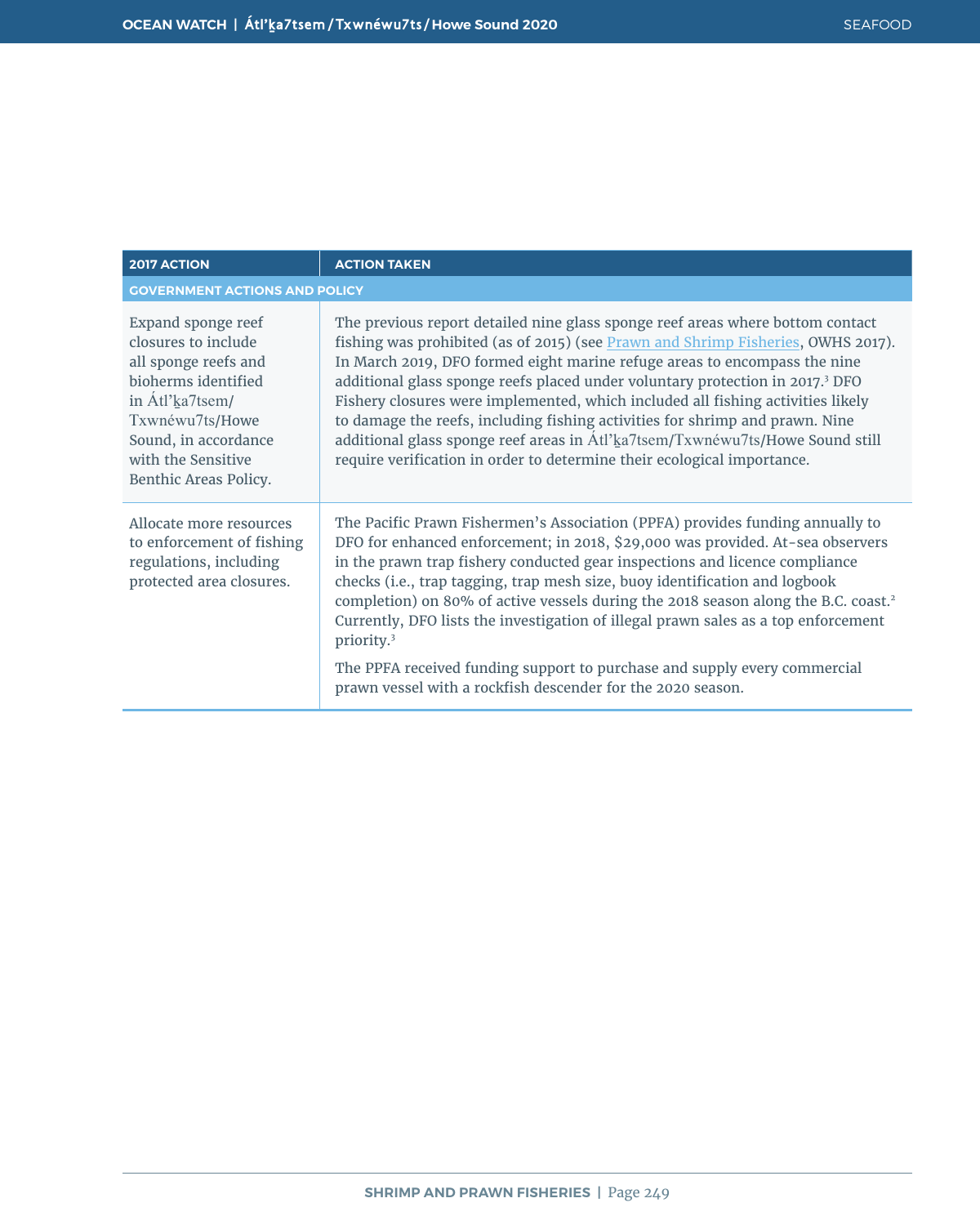| 2017 ACTION | ACTION TAKEN |
| --- | --- |
| **GOVERNMENT ACTIONS AND POLICY** | |
| Expand sponge reef closures to include all sponge reefs and bioherms identified in Átl’ḵa7tsem/Txwnéwu7ts/Howe Sound, in accordance with the Sensitive Benthic Areas Policy. | The previous report detailed nine glass sponge reef areas where bottom contact fishing was prohibited (as of 2015) (see [Prawn and Shrimp Fisheries](), OWHS 2017). In March 2019, DFO formed eight marine refuge areas to encompass the nine additional glass sponge reefs placed under voluntary protection in 2017.[3] DFO Fishery closures were implemented, which included all fishing activities likely to damage the reefs, including fishing activities for shrimp and prawn. Nine additional glass sponge reef areas in Átl’ḵa7tsem/Txwnéwu7ts/Howe Sound still require verification in order to determine their ecological importance. |
| Allocate more resources to enforcement of fishing regulations, including protected area closures. | The Pacific Prawn Fishermen’s Association (PPFA) provides funding annually to DFO for enhanced enforcement; in 2018, $29,000 was provided. At-sea observers in the prawn trap fishery conducted gear inspections and licence compliance checks (i.e., trap tagging, trap mesh size, buoy identification and logbook completion) on 80% of active vessels during the 2018 season along the B.C. coast.[2] Currently, DFO lists the investigation of illegal prawn sales as a top enforcement priority.[3]<br><br>The PPFA received funding support to purchase and supply every commercial prawn vessel with a rockfish descender for the 2020 season. |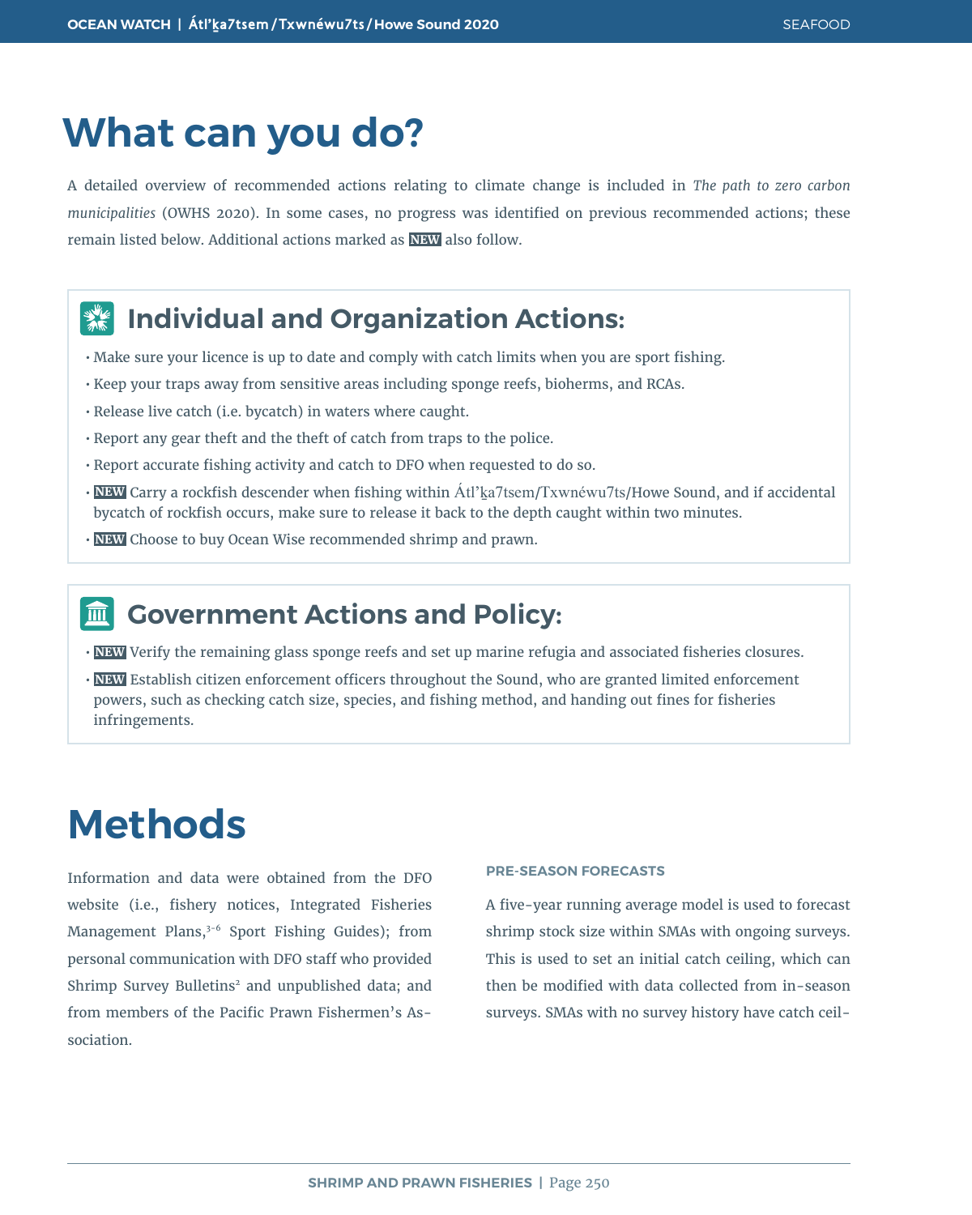# What can you do?

A detailed overview of recommended actions relating to climate change is included in *The path to zero carbon municipalities* (OWHS 2020). In some cases, no progress was identified on previous recommended actions; these remain listed below. Additional actions marked as **NEW** also follow.

## Individual and Organization Actions:

- Make sure your licence is up to date and comply with catch limits when you are sport fishing.
- Keep your traps away from sensitive areas including sponge reefs, bioherms, and RCAs.
- Release live catch (i.e. bycatch) in waters where caught.
- Report any gear theft and the theft of catch from traps to the police.
- Report accurate fishing activity and catch to DFO when requested to do so.
- **NEW** Carry a rockfish descender when fishing within Átl'ḵa7tsem/Txwnéwu7ts/Howe Sound, and if accidental bycatch of rockfish occurs, make sure to release it back to the depth caught within two minutes.
- **NEW** Choose to buy Ocean Wise recommended shrimp and prawn.

## Government Actions and Policy:

- **NEW** Verify the remaining glass sponge reefs and set up marine refugia and associated fisheries closures.
- **NEW** Establish citizen enforcement officers throughout the Sound, who are granted limited enforcement powers, such as checking catch size, species, and fishing method, and handing out fines for fisheries infringements.

# Methods

Information and data were obtained from the DFO website (i.e., fishery notices, Integrated Fisheries Management Plans,[3-6] Sport Fishing Guides); from personal communication with DFO staff who provided Shrimp Survey Bulletins[2] and unpublished data; and from members of the Pacific Prawn Fishermen's Association.

### PRE-SEASON FORECASTS

A five-year running average model is used to forecast shrimp stock size within SMAs with ongoing surveys. This is used to set an initial catch ceiling, which can then be modified with data collected from in-season surveys. SMAs with no survey history have catch ceil-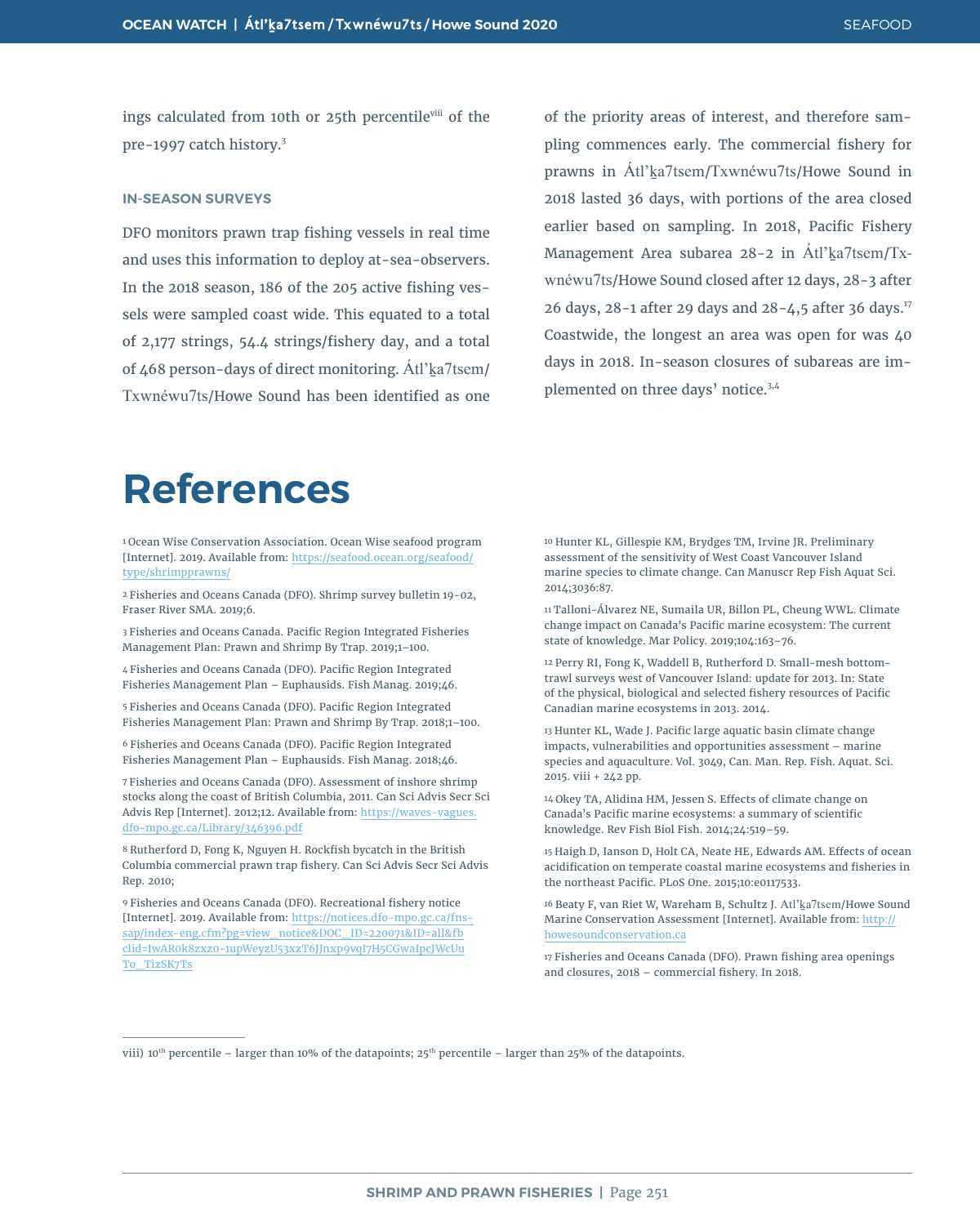ings calculated from 10th or 25th percentile[viii] of the pre-1997 catch history.[3]

### IN-SEASON SURVEYS

DFO monitors prawn trap fishing vessels in real time and uses this information to deploy at-sea-observers. In the 2018 season, 186 of the 205 active fishing vessels were sampled coast wide. This equated to a total of 2,177 strings, 54.4 strings/fishery day, and a total of 468 person-days of direct monitoring. Átl'ḵa7tsem/Txwnéwu7ts/Howe Sound has been identified as one of the priority areas of interest, and therefore sampling commences early. The commercial fishery for prawns in Átl'ḵa7tsem/Txwnéwu7ts/Howe Sound in 2018 lasted 36 days, with portions of the area closed earlier based on sampling. In 2018, Pacific Fishery Management Area subarea 28-2 in Átl'ḵa7tsem/Txwnéwu7ts/Howe Sound closed after 12 days, 28-3 after 26 days, 28-1 after 29 days and 28-4,5 after 36 days.[17] Coastwide, the longest an area was open for was 40 days in 2018. In-season closures of subareas are implemented on three days' notice.[3,4]

# References

1 Ocean Wise Conservation Association. Ocean Wise seafood program [Internet]. 2019. Available from: https://seafood.ocean.org/seafood/type/shrimpprawns/

2 Fisheries and Oceans Canada (DFO). Shrimp survey bulletin 19-02, Fraser River SMA. 2019;6.

3 Fisheries and Oceans Canada. Pacific Region Integrated Fisheries Management Plan: Prawn and Shrimp By Trap. 2019;1–100.

4 Fisheries and Oceans Canada (DFO). Pacific Region Integrated Fisheries Management Plan – Euphausids. Fish Manag. 2019;46.

5 Fisheries and Oceans Canada (DFO). Pacific Region Integrated Fisheries Management Plan: Prawn and Shrimp By Trap. 2018;1–100.

6 Fisheries and Oceans Canada (DFO). Pacific Region Integrated Fisheries Management Plan – Euphausids. Fish Manag. 2018;46.

7 Fisheries and Oceans Canada (DFO). Assessment of inshore shrimp stocks along the coast of British Columbia, 2011. Can Sci Advis Secr Sci Advis Rep [Internet]. 2012;12. Available from: https://waves-vagues.dfo-mpo.gc.ca/Library/346396.pdf

8 Rutherford D, Fong K, Nguyen H. Rockfish bycatch in the British Columbia commercial prawn trap fishery. Can Sci Advis Secr Sci Advis Rep. 2010;

9 Fisheries and Oceans Canada (DFO). Recreational fishery notice [Internet]. 2019. Available from: https://notices.dfo-mpo.gc.ca/fns-sap/index-eng.cfm?pg=view_notice&DOC_ID=220071&ID=all&fbclid=IwAR0k8zxz0-1upWeyzU53xzT6JJnxp9vqI7H5CGwaIpcJWcUuTo_TizSK7Ts

10 Hunter KL, Gillespie KM, Brydges TM, Irvine JR. Preliminary assessment of the sensitivity of West Coast Vancouver Island marine species to climate change. Can Manuscr Rep Fish Aquat Sci. 2014;3036:87.

11 Talloni-Álvarez NE, Sumaila UR, Billon PL, Cheung WWL. Climate change impact on Canada's Pacific marine ecosystem: The current state of knowledge. Mar Policy. 2019;104:163–76.

12 Perry RI, Fong K, Waddell B, Rutherford D. Small-mesh bottom-trawl surveys west of Vancouver Island: update for 2013. In: State of the physical, biological and selected fishery resources of Pacific Canadian marine ecosystems in 2013. 2014.

13 Hunter KL, Wade J. Pacific large aquatic basin climate change impacts, vulnerabilities and opportunities assessment – marine species and aquaculture. Vol. 3049, Can. Man. Rep. Fish. Aquat. Sci. 2015. viii + 242 pp.

14 Okey TA, Alidina HM, Jessen S. Effects of climate change on Canada's Pacific marine ecosystems: a summary of scientific knowledge. Rev Fish Biol Fish. 2014;24:519–59.

15 Haigh D, Ianson D, Holt CA, Neate HE, Edwards AM. Effects of ocean acidification on temperate coastal marine ecosystems and fisheries in the northeast Pacific. PLoS One. 2015;10:e0117533.

16 Beaty F, van Riet W, Wareham B, Schultz J. Atl'ḵa7tsem/Howe Sound Marine Conservation Assessment [Internet]. Available from: http://howesoundconservation.ca

17 Fisheries and Oceans Canada (DFO). Prawn fishing area openings and closures, 2018 – commercial fishery. In 2018.

---

viii) 10th percentile – larger than 10% of the datapoints; 25th percentile – larger than 25% of the datapoints.